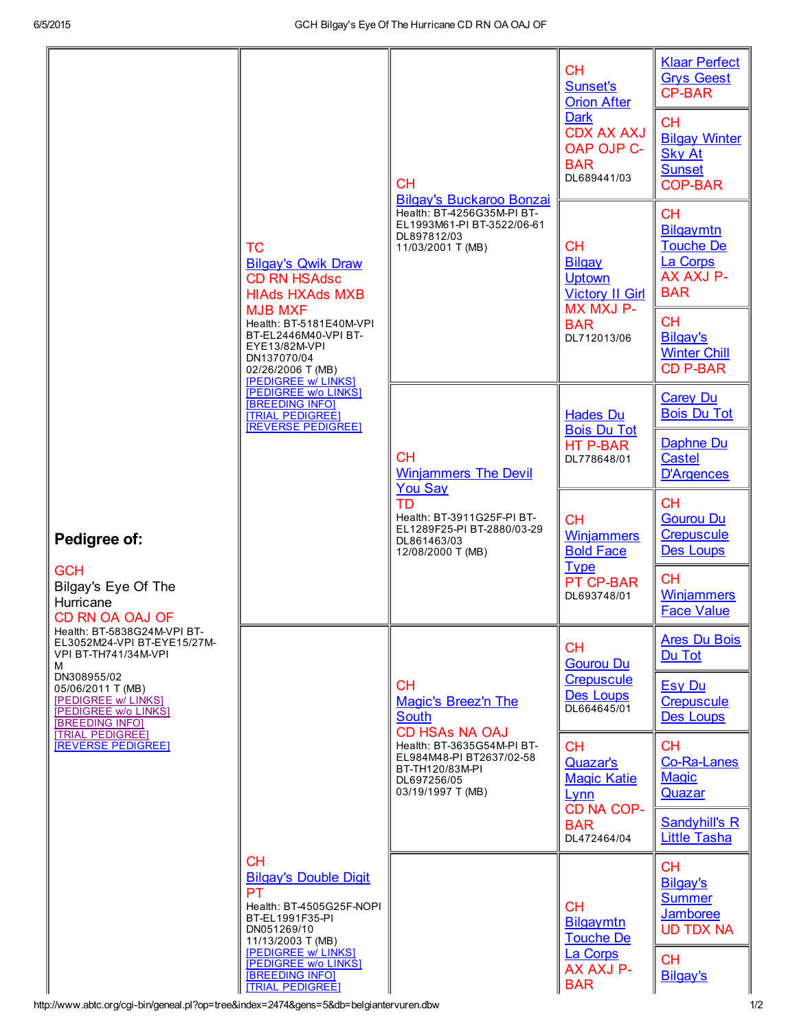| Pedigree of: | Parents | Grandparents | Great-Grandparents | Great-Great-Grandparents |
|---|---|---|---|---|
| GCH Bilgay's Eye Of The Hurricane CD RN OA OAJ OF<br>Health: BT-5838G24M-VPI BT-EL3052M24-VPI BT-EYE15/27M-VPI BT-TH741/34M-VPI<br>M<br>DN308955/02<br>05/06/2011 T (MB)<br>[PEDIGREE w/ LINKS]<br>[PEDIGREE w/o LINKS]<br>[BREEDING INFO]<br>[TRIAL PEDIGREE]<br>[REVERSE PEDIGREE] | TC Bilgay's Qwik Draw CD RN HSAdsc HIAds HXAds MXB MJB MXF<br>Health: BT-5181E40M-VPI BT-EL2446M40-VPI BT-EYE13/82M-VPI<br>DN137070/04<br>02/26/2006 T (MB)<br>[PEDIGREE w/ LINKS]<br>[PEDIGREE w/o LINKS]<br>[BREEDING INFO]<br>[TRIAL PEDIGREE]<br>[REVERSE PEDIGREE] | CH Bilgay's Buckaroo Bonzai<br>Health: BT-4256G35M-PI BT-EL1993M61-PI BT-3522/06-61<br>DL897812/03<br>11/03/2001 T (MB) | CH Sunset's Orion After Dark CDX AX AXJ OAP OJP C-BAR<br>DL689441/03 | Klaar Perfect Grys Geest CP-BAR |
| | | | | CH Bilgay Winter Sky At Sunset COP-BAR |
| | | | CH Bilgay Uptown Victory II Girl MX MXJ P-BAR<br>DL712013/06 | CH Bilgaymtn Touche De La Corps AX AXJ P-BAR |
| | | | | CH Bilgay's Winter Chill CD P-BAR |
| | | CH Winjammers The Devil You Say TD<br>Health: BT-3911G25F-PI BT-EL1289F25-PI BT-2880/03-29<br>DL861463/03<br>12/08/2000 T (MB) | Hades Du Bois Du Tot HT P-BAR<br>DL778648/01 | Carey Du Bois Du Tot |
| | | | | Daphne Du Castel D'Argences |
| | | | CH Winjammers Bold Face Type PT CP-BAR<br>DL693748/01 | CH Gourou Du Crepuscule Des Loups |
| | | | | CH Winjammers Face Value |
| | CH Bilgay's Double Digit PT<br>Health: BT-4505G25F-NOPI BT-EL1991F35-PI<br>DN051269/10<br>11/13/2003 T (MB)<br>[PEDIGREE w/ LINKS]<br>[PEDIGREE w/o LINKS]<br>[BREEDING INFO]<br>[TRIAL PEDIGREE] | CH Magic's Breez'n The South CD HSAs NA OAJ<br>Health: BT-3635G54M-PI BT-EL984M48-PI BT2637/02-58 BT-TH120/83M-PI<br>DL697256/05<br>03/19/1997 T (MB) | CH Gourou Du Crepuscule Des Loups<br>DL664645/01 | Ares Du Bois Du Tot |
| | | | | Esy Du Crepuscule Des Loups |
| | | | CH Quazar's Magic Katie Lynn CD NA COP-BAR<br>DL472464/04 | CH Co-Ra-Lanes Magic Quazar |
| | | | | Sandyhill's R Little Tasha |
| | | | CH Bilgaymtn Touche De La Corps AX AXJ P-BAR | CH Bilgay's Summer Jamboree UD TDX NA |
| | | | | CH Bilgay's |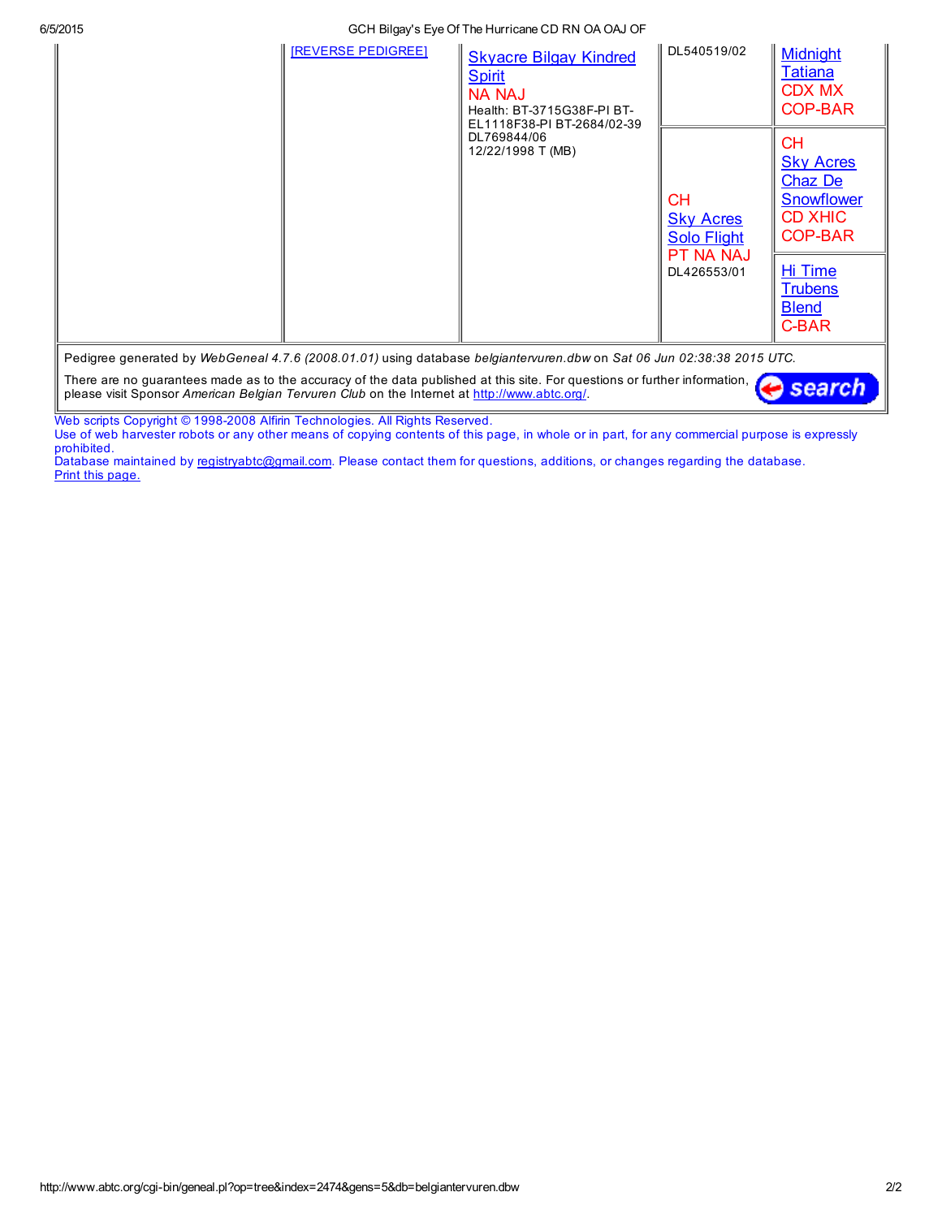| | | | | |
|---|---|---|---|---|
| | [REVERSE PEDIGREE] | Skyacre Bilgay Kindred Spirit NA NAJ Health: BT-3715G38F-PI BT-EL1118F38-PI BT-2684/02-39 DL769844/06 12/22/1998 T (MB) | DL540519/02 | Midnight Tatiana CDX MX COP-BAR |
| | | | CH Sky Acres Solo Flight PT NA NAJ DL426553/01 | CH Sky Acres Chaz De Snowflower CD XHIC COP-BAR |
| | | | | Hi Time Trubens Blend C-BAR |

Pedigree generated by *WebGeneal 4.7.6 (2008.01.01)* using database *belgiantervuren.dbw* on *Sat 06 Jun 02:38:38 2015 UTC.*

There are no guarantees made as to the accuracy of the data published at this site. For questions or further information, please visit Sponsor *American Belgian Tervuren Club* on the Internet at http://www.abtc.org/.

search

Web scripts Copyright © 1998-2008 Alfirin Technologies. All Rights Reserved.
Use of web harvester robots or any other means of copying contents of this page, in whole or in part, for any commercial purpose is expressly prohibited.
Database maintained by registryabtc@gmail.com. Please contact them for questions, additions, or changes regarding the database.
Print this page.